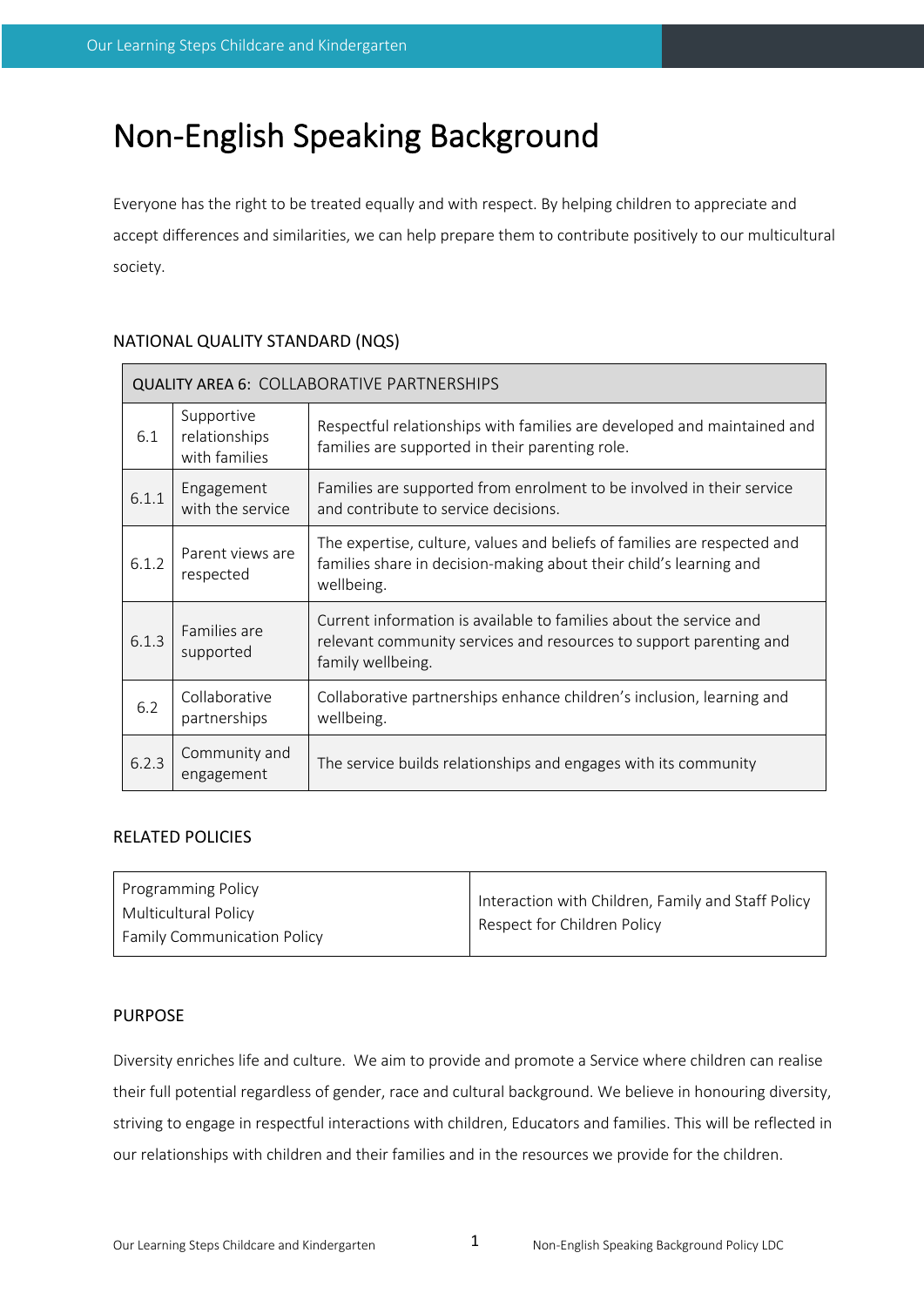# Non-English Speaking Background

Everyone has the right to be treated equally and with respect. By helping children to appreciate and accept differences and similarities, we can help prepare them to contribute positively to our multicultural society.

## NATIONAL QUALITY STANDARD (NQS)

| QUALITY AREA 6: COLLABORATIVE PARTNERSHIPS | | |
|---|---|---|
| 6.1 | Supportive relationships with families | Respectful relationships with families are developed and maintained and families are supported in their parenting role. |
| 6.1.1 | Engagement with the service | Families are supported from enrolment to be involved in their service and contribute to service decisions. |
| 6.1.2 | Parent views are respected | The expertise, culture, values and beliefs of families are respected and families share in decision-making about their child's learning and wellbeing. |
| 6.1.3 | Families are supported | Current information is available to families about the service and relevant community services and resources to support parenting and family wellbeing. |
| 6.2 | Collaborative partnerships | Collaborative partnerships enhance children's inclusion, learning and wellbeing. |
| 6.2.3 | Community and engagement | The service builds relationships and engages with its community |

## RELATED POLICIES

| | |
|---|---|
| Programming Policy<br>Multicultural Policy<br>Family Communication Policy | Interaction with Children, Family and Staff Policy<br>Respect for Children Policy |

## PURPOSE

Diversity enriches life and culture. We aim to provide and promote a Service where children can realise their full potential regardless of gender, race and cultural background. We believe in honouring diversity, striving to engage in respectful interactions with children, Educators and families. This will be reflected in our relationships with children and their families and in the resources we provide for the children.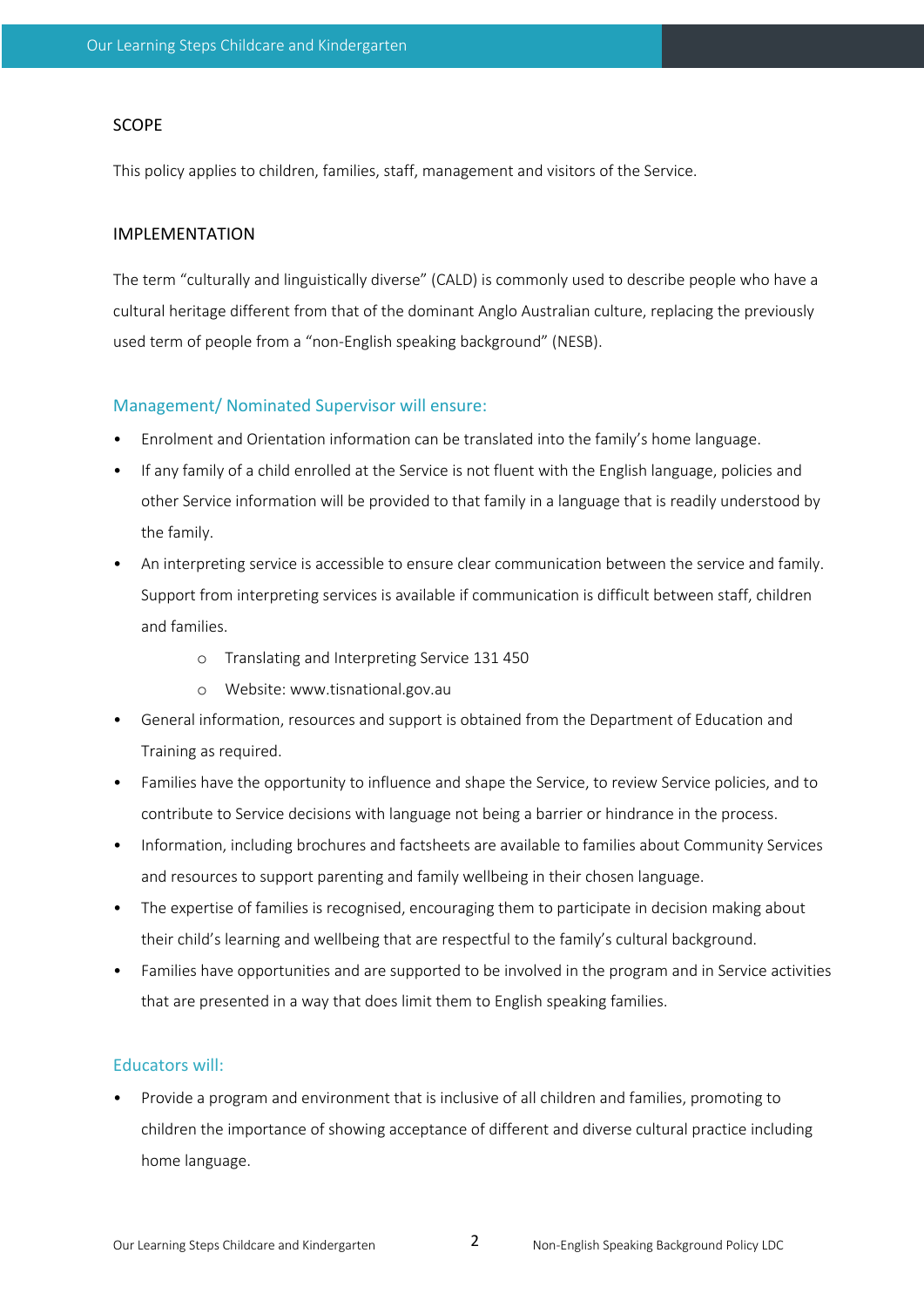## SCOPE

This policy applies to children, families, staff, management and visitors of the Service.

## IMPLEMENTATION

The term "culturally and linguistically diverse" (CALD) is commonly used to describe people who have a cultural heritage different from that of the dominant Anglo Australian culture, replacing the previously used term of people from a "non-English speaking background" (NESB).

### Management/ Nominated Supervisor will ensure:

- Enrolment and Orientation information can be translated into the family's home language.
- If any family of a child enrolled at the Service is not fluent with the English language, policies and other Service information will be provided to that family in a language that is readily understood by the family.
- An interpreting service is accessible to ensure clear communication between the service and family. Support from interpreting services is available if communication is difficult between staff, children and families.
    - Translating and Interpreting Service 131 450
    - Website: www.tisnational.gov.au
- General information, resources and support is obtained from the Department of Education and Training as required.
- Families have the opportunity to influence and shape the Service, to review Service policies, and to contribute to Service decisions with language not being a barrier or hindrance in the process.
- Information, including brochures and factsheets are available to families about Community Services and resources to support parenting and family wellbeing in their chosen language.
- The expertise of families is recognised, encouraging them to participate in decision making about their child's learning and wellbeing that are respectful to the family's cultural background.
- Families have opportunities and are supported to be involved in the program and in Service activities that are presented in a way that does limit them to English speaking families.

### Educators will:

- Provide a program and environment that is inclusive of all children and families, promoting to children the importance of showing acceptance of different and diverse cultural practice including home language.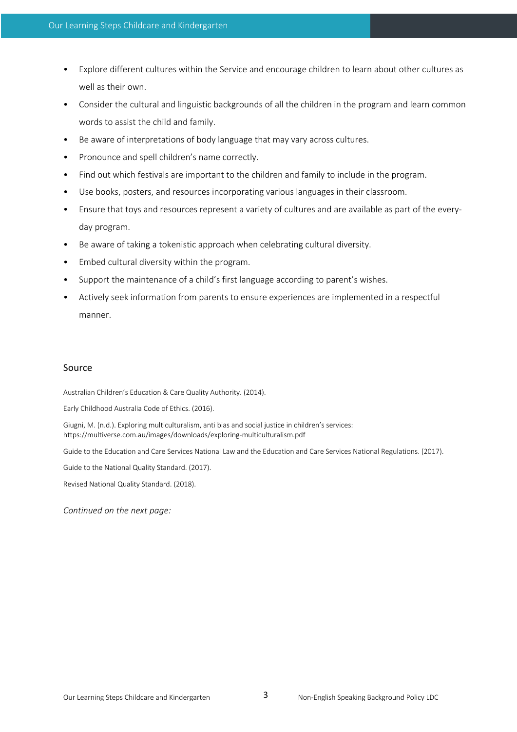- Explore different cultures within the Service and encourage children to learn about other cultures as well as their own.
- Consider the cultural and linguistic backgrounds of all the children in the program and learn common words to assist the child and family.
- Be aware of interpretations of body language that may vary across cultures.
- Pronounce and spell children's name correctly.
- Find out which festivals are important to the children and family to include in the program.
- Use books, posters, and resources incorporating various languages in their classroom.
- Ensure that toys and resources represent a variety of cultures and are available as part of the every-day program.
- Be aware of taking a tokenistic approach when celebrating cultural diversity.
- Embed cultural diversity within the program.
- Support the maintenance of a child's first language according to parent's wishes.
- Actively seek information from parents to ensure experiences are implemented in a respectful manner.

## Source

Australian Children's Education & Care Quality Authority. (2014).

Early Childhood Australia Code of Ethics. (2016).

Giugni, M. (n.d.). Exploring multiculturalism, anti bias and social justice in children's services: https://multiverse.com.au/images/downloads/exploring-multiculturalism.pdf

Guide to the Education and Care Services National Law and the Education and Care Services National Regulations. (2017).

Guide to the National Quality Standard. (2017).

Revised National Quality Standard. (2018).

*Continued on the next page:*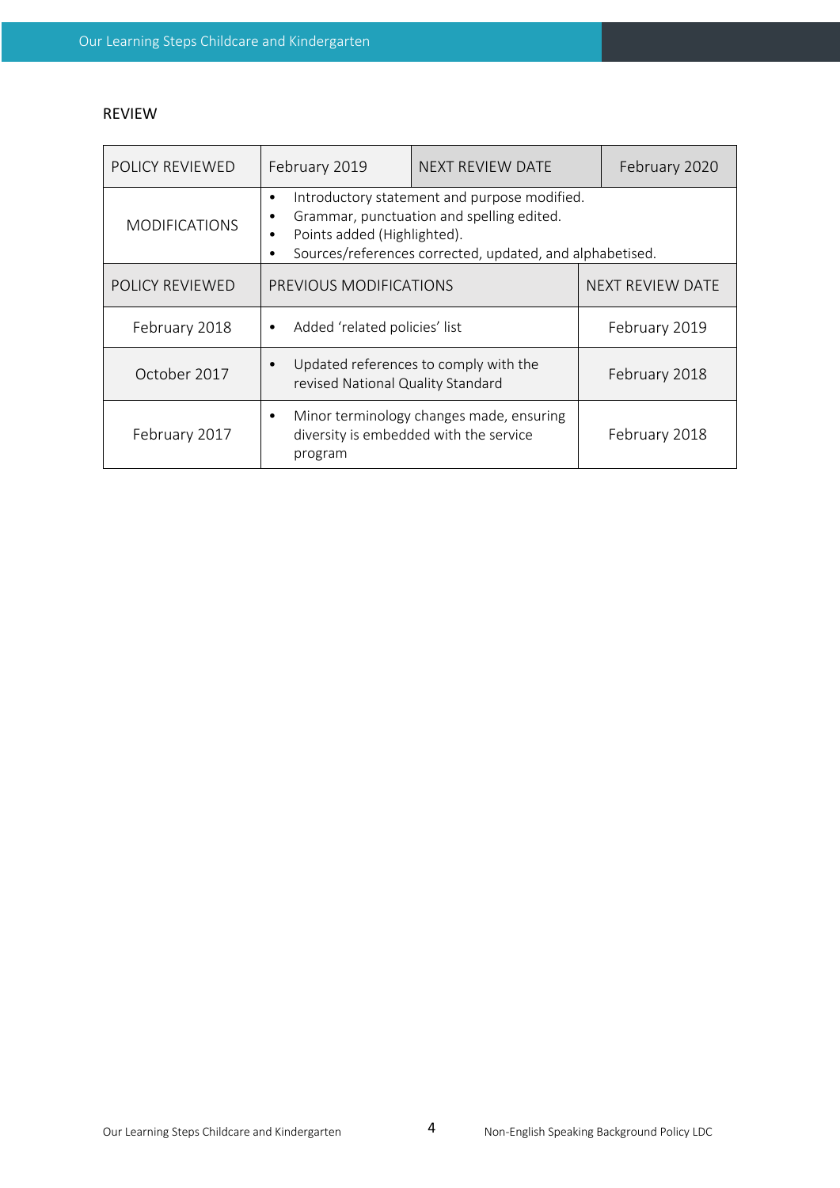## REVIEW

| POLICY REVIEWED | February 2019 | NEXT REVIEW DATE | February 2020 |
|---|---|---|---|
| MODIFICATIONS | • Introductory statement and purpose modified.<br>• Grammar, punctuation and spelling edited.<br>• Points added (Highlighted).<br>• Sources/references corrected, updated, and alphabetised. | | |
| POLICY REVIEWED | PREVIOUS MODIFICATIONS | | NEXT REVIEW DATE |
| February 2018 | • Added 'related policies' list | | February 2019 |
| October 2017 | • Updated references to comply with the revised National Quality Standard | | February 2018 |
| February 2017 | • Minor terminology changes made, ensuring diversity is embedded with the service program | | February 2018 |